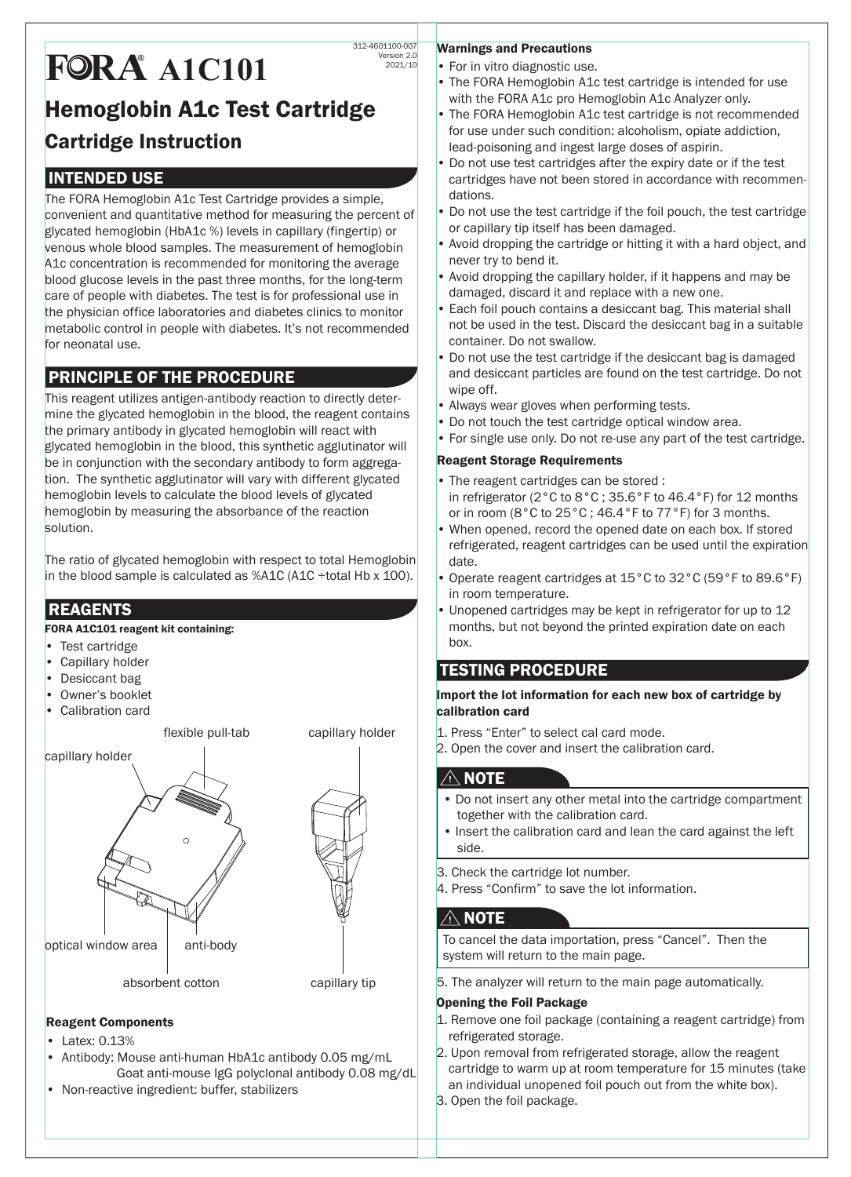312-4601100-007
Version 2.0
2021/10

# FORA® A1C101

# Hemoglobin A1c Test Cartridge

## Cartridge Instruction

## INTENDED USE

The FORA Hemoglobin A1c Test Cartridge provides a simple, convenient and quantitative method for measuring the percent of glycated hemoglobin (HbA1c %) levels in capillary (fingertip) or venous whole blood samples. The measurement of hemoglobin A1c concentration is recommended for monitoring the average blood glucose levels in the past three months, for the long-term care of people with diabetes. The test is for professional use in the physician office laboratories and diabetes clinics to monitor metabolic control in people with diabetes. It's not recommended for neonatal use.

## PRINCIPLE OF THE PROCEDURE

This reagent utilizes antigen-antibody reaction to directly determine the glycated hemoglobin in the blood, the reagent contains the primary antibody in glycated hemoglobin will react with glycated hemoglobin in the blood, this synthetic agglutinator will be in conjunction with the secondary antibody to form aggregation. The synthetic agglutinator will vary with different glycated hemoglobin levels to calculate the blood levels of glycated hemoglobin by measuring the absorbance of the reaction solution.

The ratio of glycated hemoglobin with respect to total Hemoglobin in the blood sample is calculated as %A1C (A1C ÷total Hb x 100).

## REAGENTS

**FORA A1C101 reagent kit containing:**

- Test cartridge
- Capillary holder
- Desiccant bag
- Owner's booklet
- Calibration card

capillary holder, flexible pull-tab, optical window area, anti-body, absorbent cotton, capillary holder, capillary tip

**Reagent Components**

- Latex: 0.13%
- Antibody: Mouse anti-human HbA1c antibody 0.05 mg/mL
  Goat anti-mouse IgG polyclonal antibody 0.08 mg/dL
- Non-reactive ingredient: buffer, stabilizers

**Warnings and Precautions**

- For in vitro diagnostic use.
- The FORA Hemoglobin A1c test cartridge is intended for use with the FORA A1c pro Hemoglobin A1c Analyzer only.
- The FORA Hemoglobin A1c test cartridge is not recommended for use under such condition: alcoholism, opiate addiction, lead-poisoning and ingest large doses of aspirin.
- Do not use test cartridges after the expiry date or if the test cartridges have not been stored in accordance with recommendations.
- Do not use the test cartridge if the foil pouch, the test cartridge or capillary tip itself has been damaged.
- Avoid dropping the cartridge or hitting it with a hard object, and never try to bend it.
- Avoid dropping the capillary holder, if it happens and may be damaged, discard it and replace with a new one.
- Each foil pouch contains a desiccant bag. This material shall not be used in the test. Discard the desiccant bag in a suitable container. Do not swallow.
- Do not use the test cartridge if the desiccant bag is damaged and desiccant particles are found on the test cartridge. Do not wipe off.
- Always wear gloves when performing tests.
- Do not touch the test cartridge optical window area.
- For single use only. Do not re-use any part of the test cartridge.

**Reagent Storage Requirements**

- The reagent cartridges can be stored :
  in refrigerator (2°C to 8°C ; 35.6°F to 46.4°F) for 12 months or in room (8°C to 25°C ; 46.4°F to 77°F) for 3 months.
- When opened, record the opened date on each box. If stored refrigerated, reagent cartridges can be used until the expiration date.
- Operate reagent cartridges at 15°C to 32°C (59°F to 89.6°F) in room temperature.
- Unopened cartridges may be kept in refrigerator for up to 12 months, but not beyond the printed expiration date on each box.

## TESTING PROCEDURE

**Import the lot information for each new box of cartridge by calibration card**

1. Press "Enter" to select cal card mode.
2. Open the cover and insert the calibration card.

> ⚠ **NOTE**
> - Do not insert any other metal into the cartridge compartment together with the calibration card.
> - Insert the calibration card and lean the card against the left side.

3. Check the cartridge lot number.
4. Press "Confirm" to save the lot information.

> ⚠ **NOTE**
> To cancel the data importation, press "Cancel". Then the system will return to the main page.

5. The analyzer will return to the main page automatically.

**Opening the Foil Package**

1. Remove one foil package (containing a reagent cartridge) from refrigerated storage.
2. Upon removal from refrigerated storage, allow the reagent cartridge to warm up at room temperature for 15 minutes (take an individual unopened foil pouch out from the white box).
3. Open the foil package.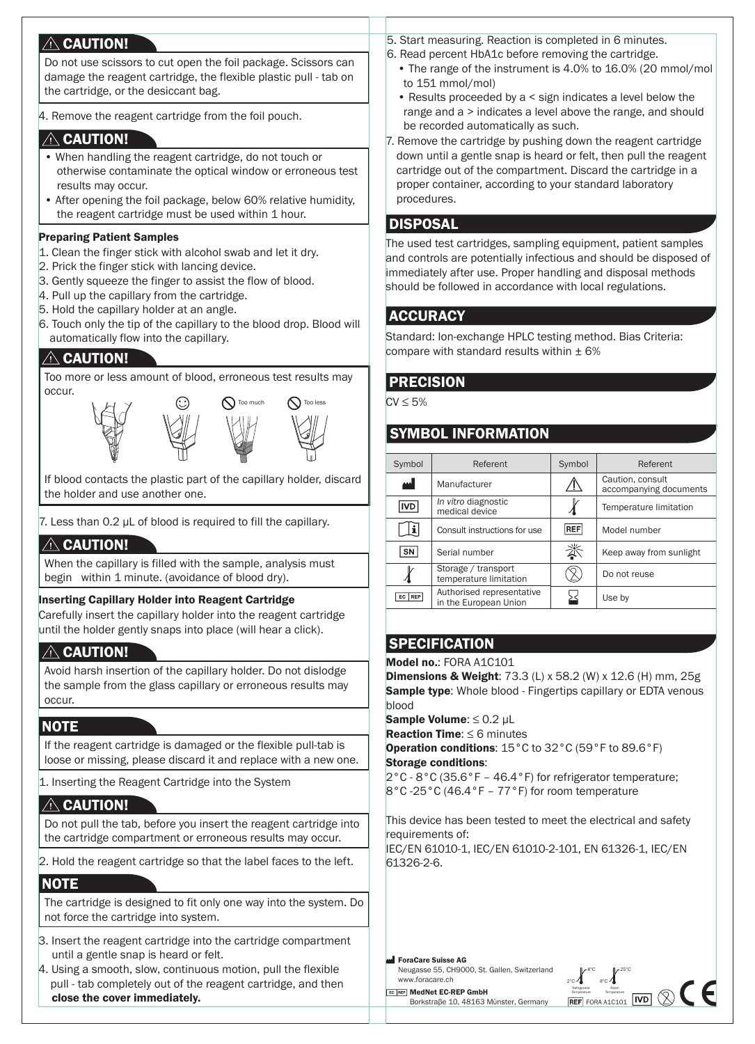## ⚠ CAUTION!

Do not use scissors to cut open the foil package. Scissors can damage the reagent cartridge, the flexible plastic pull - tab on the cartridge, or the desiccant bag.

4. Remove the reagent cartridge from the foil pouch.

## ⚠ CAUTION!

- When handling the reagent cartridge, do not touch or otherwise contaminate the optical window or erroneous test results may occur.
- After opening the foil package, below 60% relative humidity, the reagent cartridge must be used within 1 hour.

### Preparing Patient Samples

1. Clean the finger stick with alcohol swab and let it dry.
2. Prick the finger stick with lancing device.
3. Gently squeeze the finger to assist the flow of blood.
4. Pull up the capillary from the cartridge.
5. Hold the capillary holder at an angle.
6. Touch only the tip of the capillary to the blood drop. Blood will automatically flow into the capillary.

## ⚠ CAUTION!

Too more or less amount of blood, erroneous test results may occur.

Too much

Too less

If blood contacts the plastic part of the capillary holder, discard the holder and use another one.

7. Less than 0.2 μL of blood is required to fill the capillary.

## ⚠ CAUTION!

When the capillary is filled with the sample, analysis must begin within 1 minute. (avoidance of blood dry).

### Inserting Capillary Holder into Reagent Cartridge

Carefully insert the capillary holder into the reagent cartridge until the holder gently snaps into place (will hear a click).

## ⚠ CAUTION!

Avoid harsh insertion of the capillary holder. Do not dislodge the sample from the glass capillary or erroneous results may occur.

## NOTE

If the reagent cartridge is damaged or the flexible pull-tab is loose or missing, please discard it and replace with a new one.

1. Inserting the Reagent Cartridge into the System

## ⚠ CAUTION!

Do not pull the tab, before you insert the reagent cartridge into the cartridge compartment or erroneous results may occur.

2. Hold the reagent cartridge so that the label faces to the left.

## NOTE

The cartridge is designed to fit only one way into the system. Do not force the cartridge into system.

3. Insert the reagent cartridge into the cartridge compartment until a gentle snap is heard or felt.
4. Using a smooth, slow, continuous motion, pull the flexible pull - tab completely out of the reagent cartridge, and then **close the cover immediately.**
5. Start measuring. Reaction is completed in 6 minutes.
6. Read percent HbA1c before removing the cartridge.
   - The range of the instrument is 4.0% to 16.0% (20 mmol/mol to 151 mmol/mol)
   - Results proceeded by a < sign indicates a level below the range and a > indicates a level above the range, and should be recorded automatically as such.
7. Remove the cartridge by pushing down the reagent cartridge down until a gentle snap is heard or felt, then pull the reagent cartridge out of the compartment. Discard the cartridge in a proper container, according to your standard laboratory procedures.

## DISPOSAL

The used test cartridges, sampling equipment, patient samples and controls are potentially infectious and should be disposed of immediately after use. Proper handling and disposal methods should be followed in accordance with local regulations.

## ACCURACY

Standard: Ion-exchange HPLC testing method. Bias Criteria: compare with standard results within ± 6%

## PRECISION

CV ≤ 5%

## SYMBOL INFORMATION

| Symbol | Referent | Symbol | Referent |
|---|---|---|---|
| | Manufacturer | ⚠ | Caution, consult accompanying documents |
| IVD | *In vitro* diagnostic medical device | | Temperature limitation |
| | Consult instructions for use | REF | Model number |
| SN | Serial number | | Keep away from sunlight |
| | Storage / transport temperature limitation | | Do not reuse |
| EC REP | Authorised representative in the European Union | | Use by |

## SPECIFICATION

**Model no.**: FORA A1C101
**Dimensions & Weight**: 73.3 (L) x 58.2 (W) x 12.6 (H) mm, 25g
**Sample type**: Whole blood - Fingertips capillary or EDTA venous blood
**Sample Volume**: ≤ 0.2 μL
**Reaction Time**: ≤ 6 minutes
**Operation conditions**: 15°C to 32°C (59°F to 89.6°F)
**Storage conditions**:
2°C - 8°C (35.6°F – 46.4°F) for refrigerator temperature;
8°C -25°C (46.4°F – 77°F) for room temperature

This device has been tested to meet the electrical and safety requirements of:
IEC/EN 61010-1, IEC/EN 61010-2-101, EN 61326-1, IEC/EN 61326-2-6.

**ForaCare Suisse AG**
Neugasse 55, CH9000, St. Gallen, Switzerland
www.foracare.ch

**MedNet EC-REP GmbH**
Borkstraβe 10, 48163 Münster, Germany

2°C 8°C Refrigerator Temperature
8°C 25°C Room Temperature

REF FORA A1C101 IVD CE